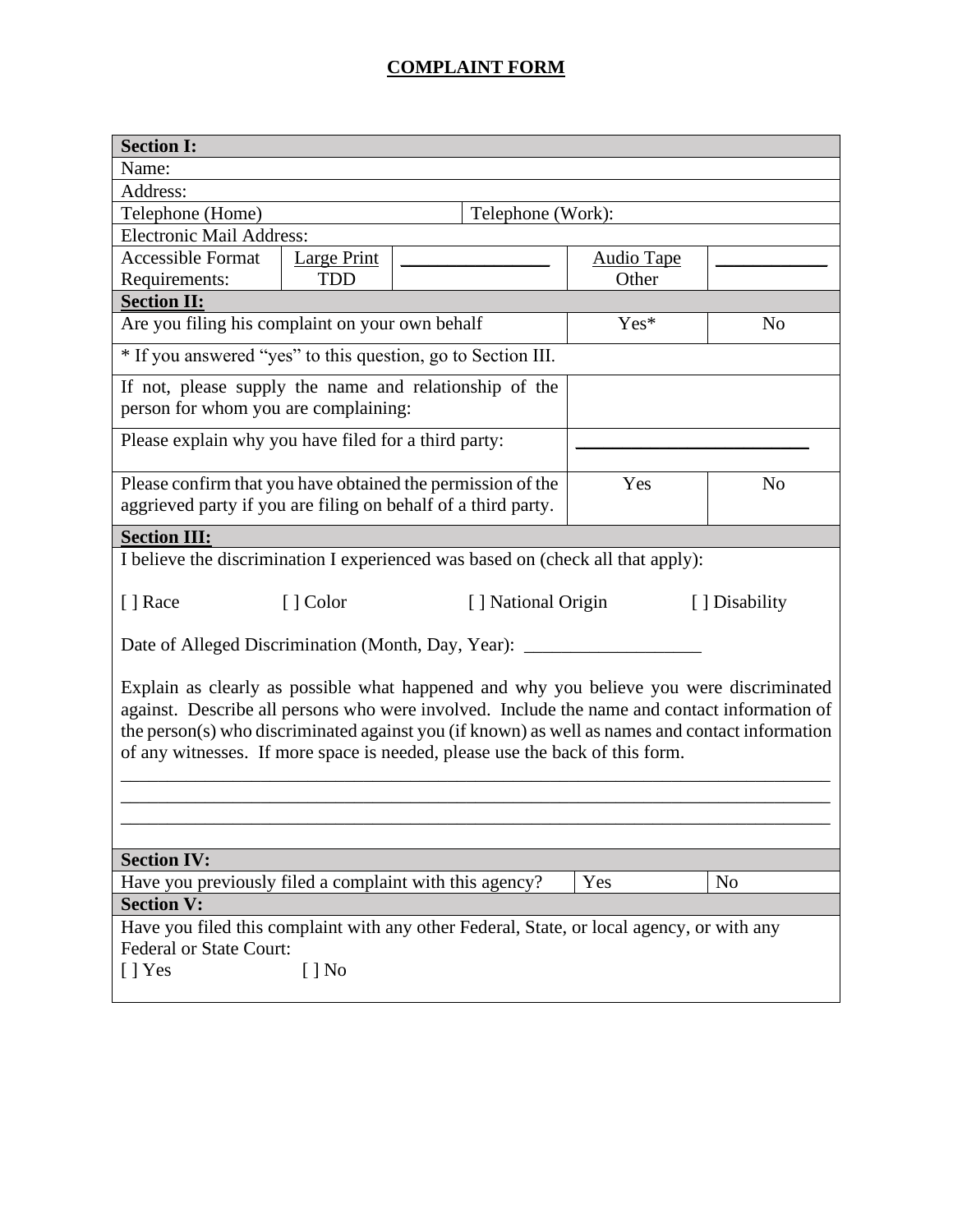# COMPLAINT FORM

| **Section I:** | | | | | |
|---|---|---|---|---|---|
| Name: | | | | | |
| Address: | | | | | |
| Telephone (Home) | | | Telephone (Work): | | |
| Electronic Mail Address: | | | | | |
| Accessible Format Requirements: | Large Print TDD | ________________ | | Audio Tape Other | ____________ |
| **Section II:** | | | | | |
| Are you filing his complaint on your own behalf | | | | Yes* | No |
| * If you answered "yes" to this question, go to Section III. | | | | | |
| If not, please supply the name and relationship of the person for whom you are complaining: | | | | | |
| Please explain why you have filed for a third party: | | | | _________________________ | |
| Please confirm that you have obtained the permission of the aggrieved party if you are filing on behalf of a third party. | | | | Yes | No |

**Section III:**

I believe the discrimination I experienced was based on (check all that apply):

[ ] Race [ ] Color [ ] National Origin [ ] Disability

Date of Alleged Discrimination (Month, Day, Year): ___________________

Explain as clearly as possible what happened and why you believe you were discriminated against. Describe all persons who were involved. Include the name and contact information of the person(s) who discriminated against you (if known) as well as names and contact information of any witnesses. If more space is needed, please use the back of this form.

______________________________________________________________________________
______________________________________________________________________________
______________________________________________________________________________

| **Section IV:** | | |
|---|---|---|
| Have you previously filed a complaint with this agency? | Yes | No |

**Section V:**

Have you filed this complaint with any other Federal, State, or local agency, or with any Federal or State Court:

[ ] Yes [ ] No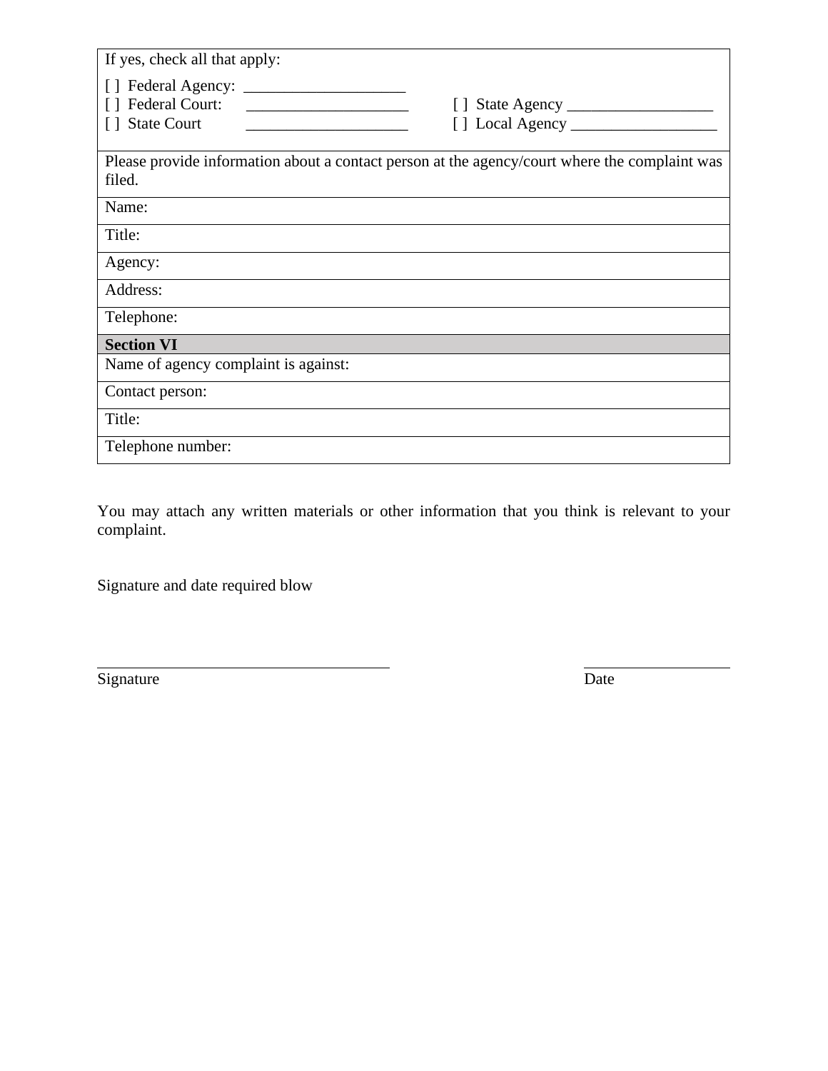| |
|---|
| If yes, check all that apply:<br>[ ]  Federal Agency: ____________________<br>[ ]  Federal Court: ____________________  [ ]  State Agency __________________<br>[ ]  State Court ____________________  [ ]  Local Agency __________________ |
| Please provide information about a contact person at the agency/court where the complaint was filed. |
| Name: |
| Title: |
| Agency: |
| Address: |
| Telephone: |
| **Section VI** |
| Name of agency complaint is against: |
| Contact person: |
| Title: |
| Telephone number: |

You may attach any written materials or other information that you think is relevant to your complaint.

Signature and date required blow

_____________________________________ ____________________

Signature Date